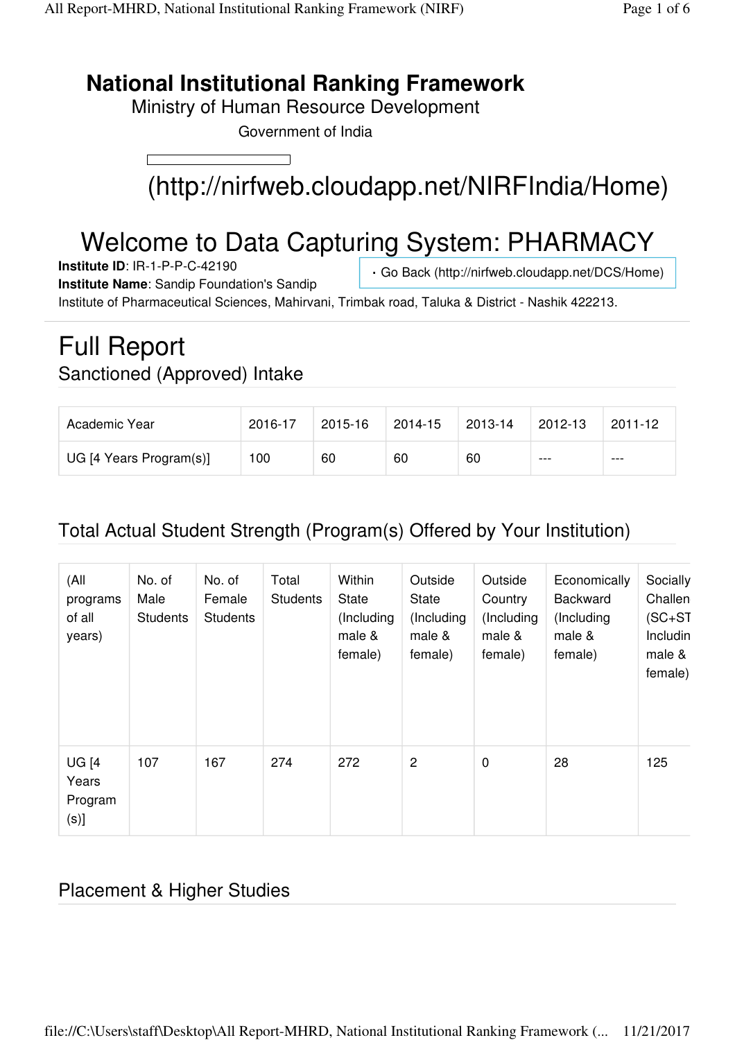# National Institutional Ranking Framework

Ministry of Human Resource Development

Government of India

(http://nirfweb.cloudapp.net/NIRFIndia/Home)

## Welcome to Data Capturing System: PHARMACY

**Institute ID**: IR-1-P-P-C-42190

**Institute Name**: Sandip Foundation's Sandip Institute of Pharmaceutical Sciences, Mahirvani, Trimbak road, Taluka & District - Nashik 422213.

- Go Back (http://nirfweb.cloudapp.net/DCS/Home)

# Full Report

## Sanctioned (Approved) Intake

| Academic Year | 2016-17 | 2015-16 | 2014-15 | 2013-14 | 2012-13 | 2011-12 |
|---|---|---|---|---|---|---|
| UG [4 Years Program(s)] | 100 | 60 | 60 | 60 | --- | --- |

## Total Actual Student Strength (Program(s) Offered by Your Institution)

| (All programs of all years) | No. of Male Students | No. of Female Students | Total Students | Within State (Including male & female) | Outside State (Including male & female) | Outside Country (Including male & female) | Economically Backward (Including male & female) | Socially Challen (SC+ST Includin male & female) |
|---|---|---|---|---|---|---|---|---|
| UG [4 Years Program (s)] | 107 | 167 | 274 | 272 | 2 | 0 | 28 | 125 |

## Placement & Higher Studies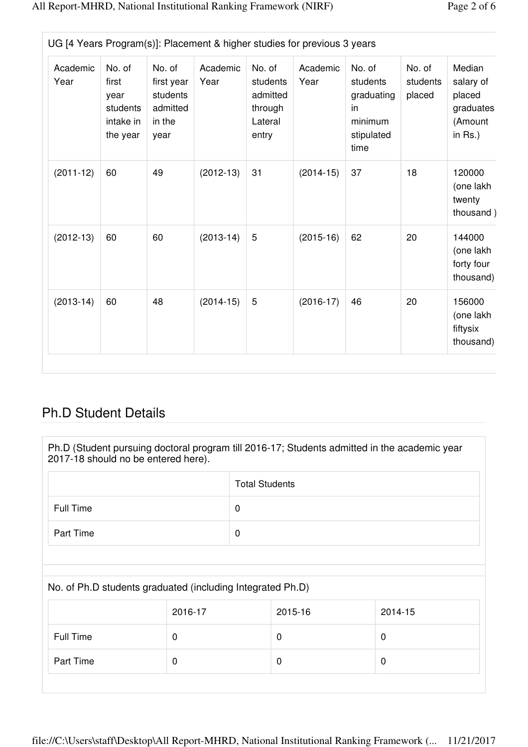| UG [4 Years Program(s)]: Placement & higher studies for previous 3 years | | | | | | | | |
|---|---|---|---|---|---|---|---|---|
| Academic Year | No. of first year students intake in the year | No. of first year students admitted in the year | Academic Year | No. of students admitted through Lateral entry | Academic Year | No. of students graduating in minimum stipulated time | No. of students placed | Median salary of placed graduates (Amount in Rs.) |
| (2011-12) | 60 | 49 | (2012-13) | 31 | (2014-15) | 37 | 18 | 120000 (one lakh twenty thousand ) |
| (2012-13) | 60 | 60 | (2013-14) | 5 | (2015-16) | 62 | 20 | 144000 (one lakh forty four thousand) |
| (2013-14) | 60 | 48 | (2014-15) | 5 | (2016-17) | 46 | 20 | 156000 (one lakh fiftysix thousand) |

## Ph.D Student Details

Ph.D (Student pursuing doctoral program till 2016-17; Students admitted in the academic year 2017-18 should no be entered here).

| | Total Students |
|---|---|
| Full Time | 0 |
| Part Time | 0 |

No. of Ph.D students graduated (including Integrated Ph.D)

| | 2016-17 | 2015-16 | 2014-15 |
|---|---|---|---|
| Full Time | 0 | 0 | 0 |
| Part Time | 0 | 0 | 0 |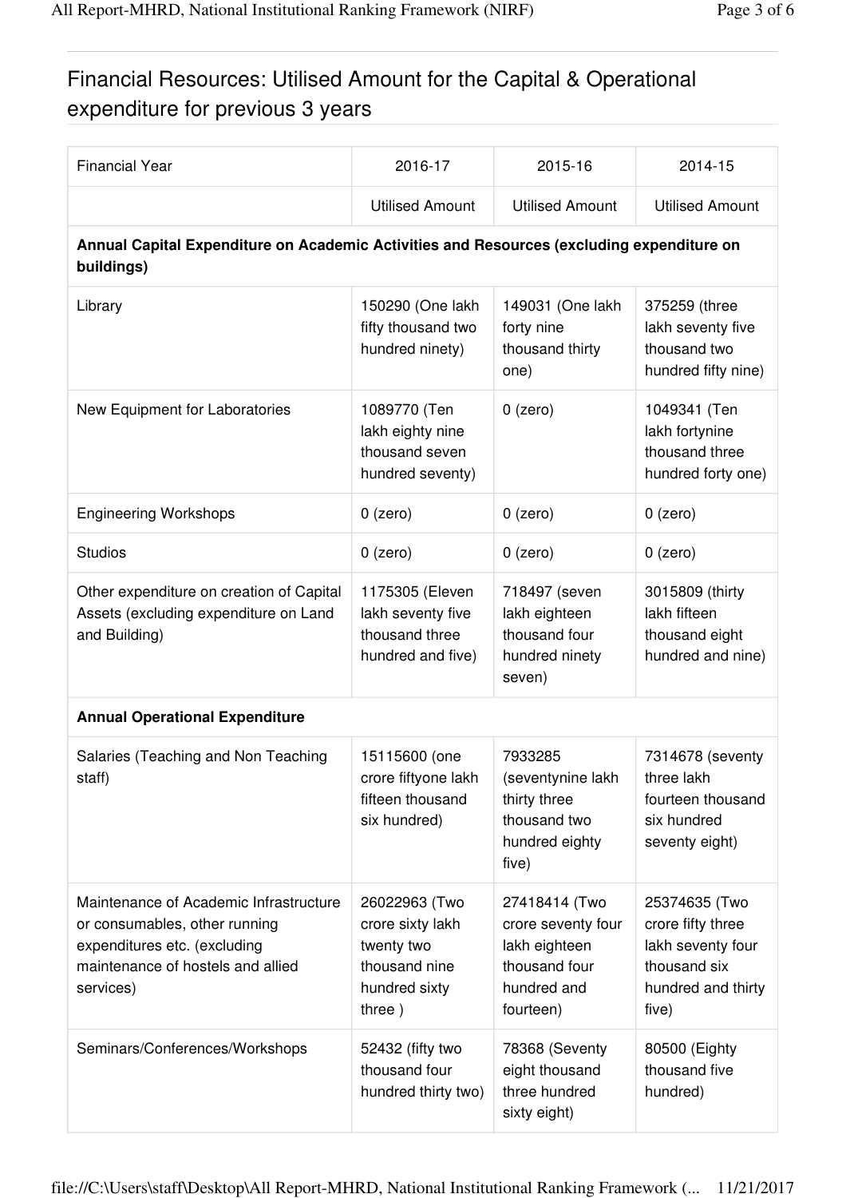## Financial Resources: Utilised Amount for the Capital & Operational expenditure for previous 3 years

| Financial Year | 2016-17 | 2015-16 | 2014-15 |
|---|---|---|---|
| | Utilised Amount | Utilised Amount | Utilised Amount |
| **Annual Capital Expenditure on Academic Activities and Resources (excluding expenditure on buildings)** | | | |
| Library | 150290 (One lakh fifty thousand two hundred ninety) | 149031 (One lakh forty nine thousand thirty one) | 375259 (three lakh seventy five thousand two hundred fifty nine) |
| New Equipment for Laboratories | 1089770 (Ten lakh eighty nine thousand seven hundred seventy) | 0 (zero) | 1049341 (Ten lakh fortynine thousand three hundred forty one) |
| Engineering Workshops | 0 (zero) | 0 (zero) | 0 (zero) |
| Studios | 0 (zero) | 0 (zero) | 0 (zero) |
| Other expenditure on creation of Capital Assets (excluding expenditure on Land and Building) | 1175305 (Eleven lakh seventy five thousand three hundred and five) | 718497 (seven lakh eighteen thousand four hundred ninety seven) | 3015809 (thirty lakh fifteen thousand eight hundred and nine) |
| **Annual Operational Expenditure** | | | |
| Salaries (Teaching and Non Teaching staff) | 15115600 (one crore fiftyone lakh fifteen thousand six hundred) | 7933285 (seventynine lakh thirty three thousand two hundred eighty five) | 7314678 (seventy three lakh fourteen thousand six hundred seventy eight) |
| Maintenance of Academic Infrastructure or consumables, other running expenditures etc. (excluding maintenance of hostels and allied services) | 26022963 (Two crore sixty lakh twenty two thousand nine hundred sixty three ) | 27418414 (Two crore seventy four lakh eighteen thousand four hundred and fourteen) | 25374635 (Two crore fifty three lakh seventy four thousand six hundred and thirty five) |
| Seminars/Conferences/Workshops | 52432 (fifty two thousand four hundred thirty two) | 78368 (Seventy eight thousand three hundred sixty eight) | 80500 (Eighty thousand five hundred) |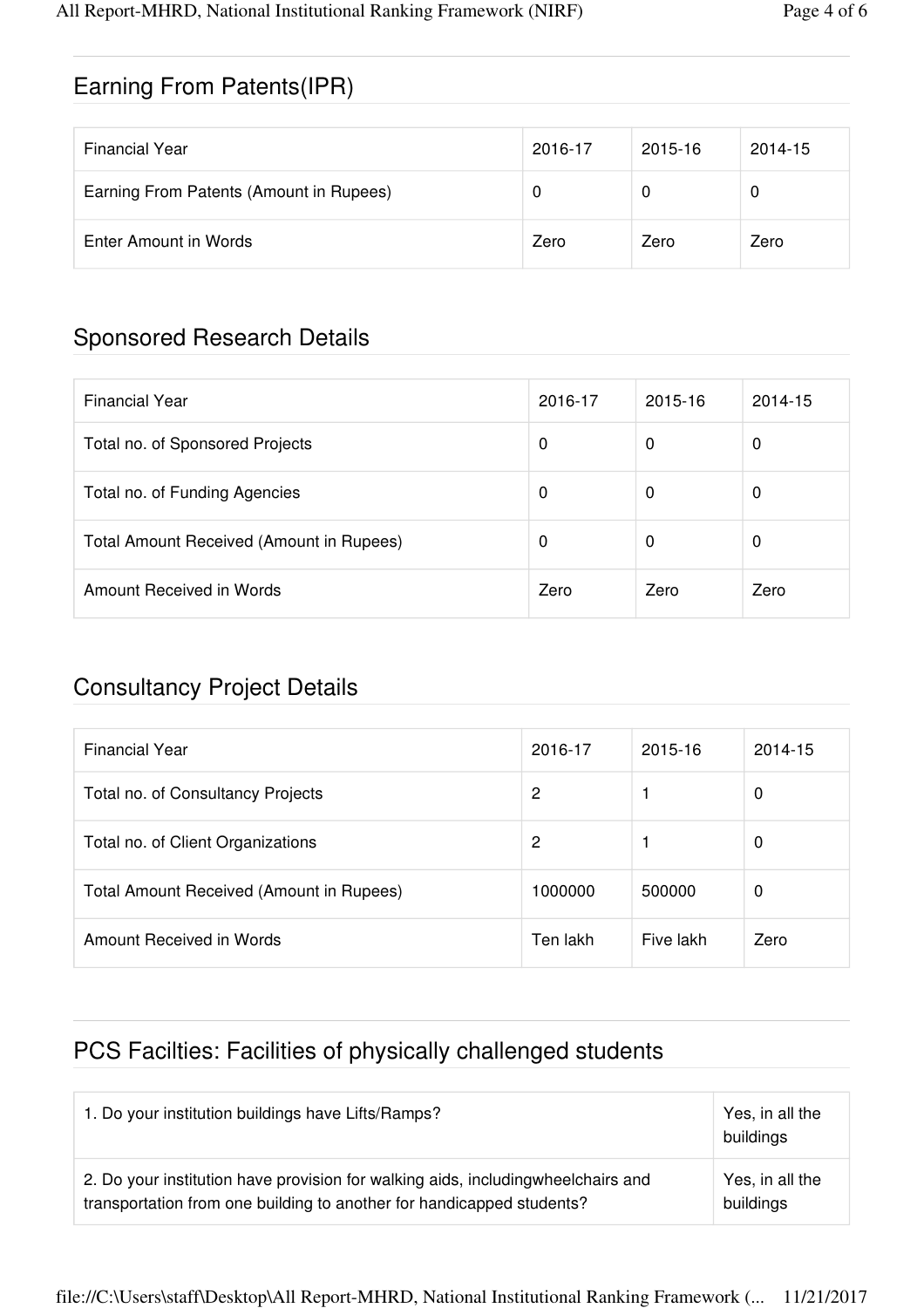## Earning From Patents(IPR)

| Financial Year | 2016-17 | 2015-16 | 2014-15 |
|---|---|---|---|
| Earning From Patents (Amount in Rupees) | 0 | 0 | 0 |
| Enter Amount in Words | Zero | Zero | Zero |

## Sponsored Research Details

| Financial Year | 2016-17 | 2015-16 | 2014-15 |
|---|---|---|---|
| Total no. of Sponsored Projects | 0 | 0 | 0 |
| Total no. of Funding Agencies | 0 | 0 | 0 |
| Total Amount Received (Amount in Rupees) | 0 | 0 | 0 |
| Amount Received in Words | Zero | Zero | Zero |

## Consultancy Project Details

| Financial Year | 2016-17 | 2015-16 | 2014-15 |
|---|---|---|---|
| Total no. of Consultancy Projects | 2 | 1 | 0 |
| Total no. of Client Organizations | 2 | 1 | 0 |
| Total Amount Received (Amount in Rupees) | 1000000 | 500000 | 0 |
| Amount Received in Words | Ten lakh | Five lakh | Zero |

## PCS Facilties: Facilities of physically challenged students

| | |
|---|---|
| 1. Do your institution buildings have Lifts/Ramps? | Yes, in all the buildings |
| 2. Do your institution have provision for walking aids, includingwheelchairs and transportation from one building to another for handicapped students? | Yes, in all the buildings |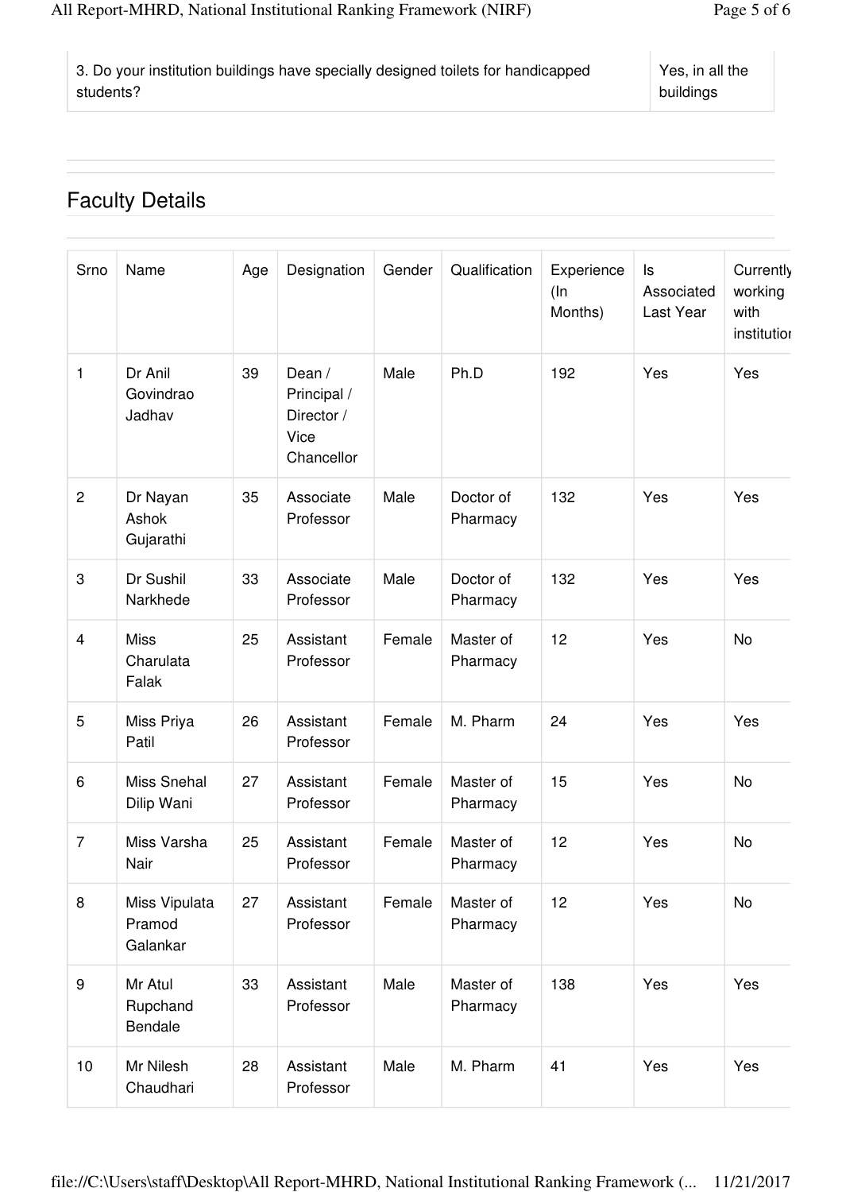| | |
|---|---|
| 3. Do your institution buildings have specially designed toilets for handicapped students? | Yes, in all the buildings |

## Faculty Details

| Srno | Name | Age | Designation | Gender | Qualification | Experience (In Months) | Is Associated Last Year | Currently working with institution |
|---|---|---|---|---|---|---|---|---|
| 1 | Dr Anil Govindrao Jadhav | 39 | Dean / Principal / Director / Vice Chancellor | Male | Ph.D | 192 | Yes | Yes |
| 2 | Dr Nayan Ashok Gujarathi | 35 | Associate Professor | Male | Doctor of Pharmacy | 132 | Yes | Yes |
| 3 | Dr Sushil Narkhede | 33 | Associate Professor | Male | Doctor of Pharmacy | 132 | Yes | Yes |
| 4 | Miss Charulata Falak | 25 | Assistant Professor | Female | Master of Pharmacy | 12 | Yes | No |
| 5 | Miss Priya Patil | 26 | Assistant Professor | Female | M. Pharm | 24 | Yes | Yes |
| 6 | Miss Snehal Dilip Wani | 27 | Assistant Professor | Female | Master of Pharmacy | 15 | Yes | No |
| 7 | Miss Varsha Nair | 25 | Assistant Professor | Female | Master of Pharmacy | 12 | Yes | No |
| 8 | Miss Vipulata Pramod Galankar | 27 | Assistant Professor | Female | Master of Pharmacy | 12 | Yes | No |
| 9 | Mr Atul Rupchand Bendale | 33 | Assistant Professor | Male | Master of Pharmacy | 138 | Yes | Yes |
| 10 | Mr Nilesh Chaudhari | 28 | Assistant Professor | Male | M. Pharm | 41 | Yes | Yes |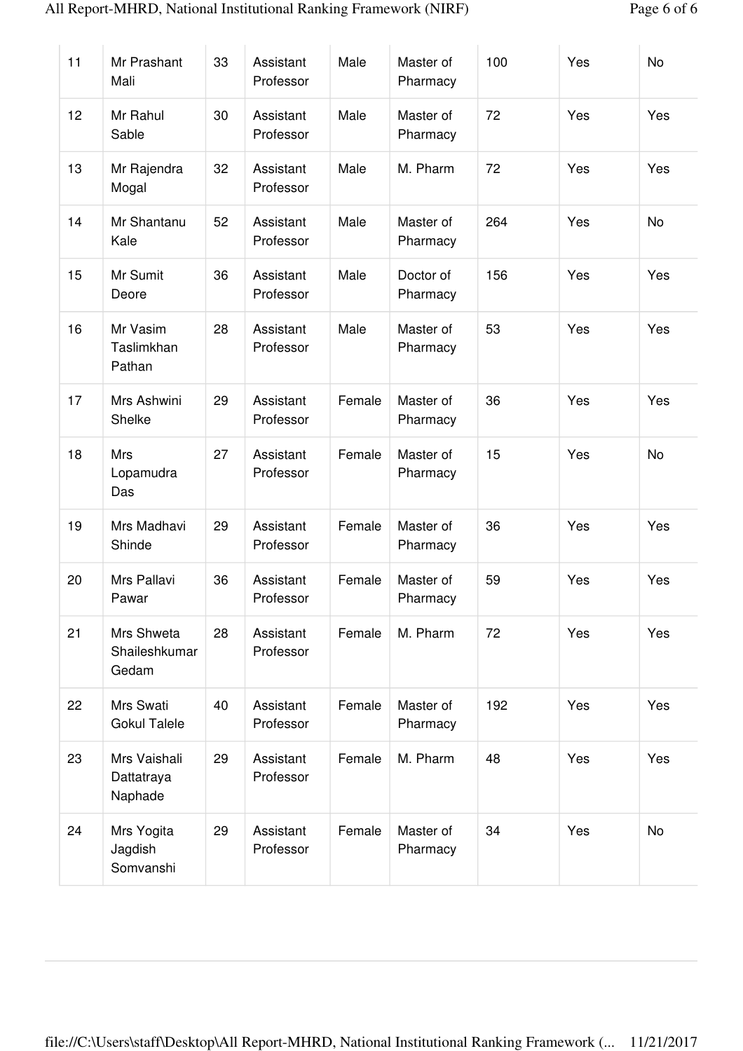| | | | | | | | | |
|---|---|---|---|---|---|---|---|---|
| 11 | Mr Prashant Mali | 33 | Assistant Professor | Male | Master of Pharmacy | 100 | Yes | No |
| 12 | Mr Rahul Sable | 30 | Assistant Professor | Male | Master of Pharmacy | 72 | Yes | Yes |
| 13 | Mr Rajendra Mogal | 32 | Assistant Professor | Male | M. Pharm | 72 | Yes | Yes |
| 14 | Mr Shantanu Kale | 52 | Assistant Professor | Male | Master of Pharmacy | 264 | Yes | No |
| 15 | Mr Sumit Deore | 36 | Assistant Professor | Male | Doctor of Pharmacy | 156 | Yes | Yes |
| 16 | Mr Vasim Taslimkhan Pathan | 28 | Assistant Professor | Male | Master of Pharmacy | 53 | Yes | Yes |
| 17 | Mrs Ashwini Shelke | 29 | Assistant Professor | Female | Master of Pharmacy | 36 | Yes | Yes |
| 18 | Mrs Lopamudra Das | 27 | Assistant Professor | Female | Master of Pharmacy | 15 | Yes | No |
| 19 | Mrs Madhavi Shinde | 29 | Assistant Professor | Female | Master of Pharmacy | 36 | Yes | Yes |
| 20 | Mrs Pallavi Pawar | 36 | Assistant Professor | Female | Master of Pharmacy | 59 | Yes | Yes |
| 21 | Mrs Shweta Shaileshkumar Gedam | 28 | Assistant Professor | Female | M. Pharm | 72 | Yes | Yes |
| 22 | Mrs Swati Gokul Talele | 40 | Assistant Professor | Female | Master of Pharmacy | 192 | Yes | Yes |
| 23 | Mrs Vaishali Dattatraya Naphade | 29 | Assistant Professor | Female | M. Pharm | 48 | Yes | Yes |
| 24 | Mrs Yogita Jagdish Somvanshi | 29 | Assistant Professor | Female | Master of Pharmacy | 34 | Yes | No |